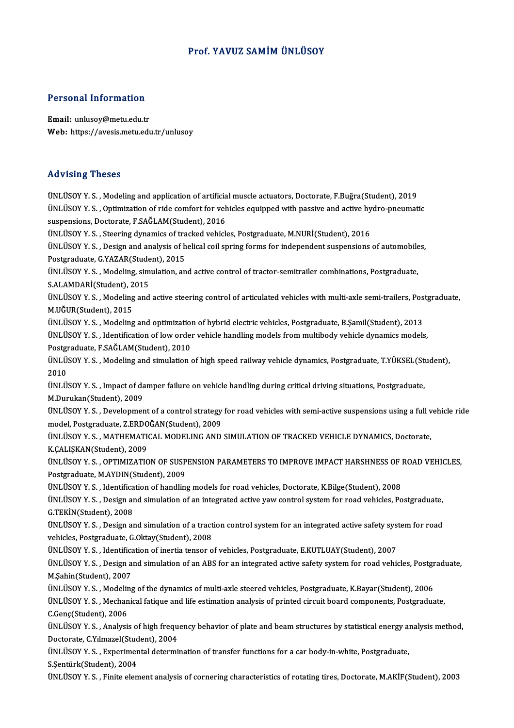# Prof. YAVUZ SAMİM ÜNLÜSOY

## Personal Information

**Email:** unlusoy@metu.edu.tr
**Web:** https://avesis.metu.edu.tr/unlusoy

## Advising Theses

ÜNLÜSOY Y. S. , Modeling and application of artificial muscle actuators, Doctorate, F.Buğra(Student), 2019

ÜNLÜSOY Y. S. , Optimization of ride comfort for vehicles equipped with passive and active hydro-pneumatic suspensions, Doctorate, F.SAĞLAM(Student), 2016

ÜNLÜSOY Y. S. , Steering dynamics of tracked vehicles, Postgraduate, M.NURİ(Student), 2016

ÜNLÜSOY Y. S. , Design and analysis of helical coil spring forms for independent suspensions of automobiles, Postgraduate, G.YAZAR(Student), 2015

ÜNLÜSOY Y. S. , Modeling, simulation, and active control of tractor-semitrailer combinations, Postgraduate, S.ALAMDARİ(Student), 2015

ÜNLÜSOY Y. S. , Modeling and active steering control of articulated vehicles with multi-axle semi-trailers, Postgraduate, M.UĞUR(Student), 2015

ÜNLÜSOY Y. S. , Modeling and optimization of hybrid electric vehicles, Postgraduate, B.Şamil(Student), 2013

ÜNLÜSOY Y. S. , Identification of low order vehicle handling models from multibody vehicle dynamics models, Postgraduate, F.SAĞLAM(Student), 2010

ÜNLÜSOY Y. S. , Modeling and simulation of high speed railway vehicle dynamics, Postgraduate, T.YÜKSEL(Student), 2010

ÜNLÜSOY Y. S. , Impact of damper failure on vehicle handling during critical driving situations, Postgraduate, M.Durukan(Student), 2009

ÜNLÜSOY Y. S. , Development of a control strategy for road vehicles with semi-active suspensions using a full vehicle ride model, Postgraduate, Z.ERDOĞAN(Student), 2009

ÜNLÜSOY Y. S. , MATHEMATICAL MODELING AND SIMULATION OF TRACKED VEHICLE DYNAMICS, Doctorate, K.ÇALIŞKAN(Student), 2009

ÜNLÜSOY Y. S. , OPTIMIZATION OF SUSPENSION PARAMETERS TO IMPROVE IMPACT HARSHNESS OF ROAD VEHICLES, Postgraduate, M.AYDIN(Student), 2009

ÜNLÜSOY Y. S. , Identification of handling models for road vehicles, Doctorate, K.Bilge(Student), 2008

ÜNLÜSOY Y. S. , Design and simulation of an integrated active yaw control system for road vehicles, Postgraduate, G.TEKİN(Student), 2008

ÜNLÜSOY Y. S. , Design and simulation of a traction control system for an integrated active safety system for road vehicles, Postgraduate, G.Oktay(Student), 2008

ÜNLÜSOY Y. S. , Identification of inertia tensor of vehicles, Postgraduate, E.KUTLUAY(Student), 2007

ÜNLÜSOY Y. S. , Design and simulation of an ABS for an integrated active safety system for road vehicles, Postgraduate, M.Şahin(Student), 2007

ÜNLÜSOY Y. S. , Modeling of the dynamics of multi-axle steered vehicles, Postgraduate, K.Bayar(Student), 2006

ÜNLÜSOY Y. S. , Mechanical fatique and life estimation analysis of printed circuit board components, Postgraduate, C.Genç(Student), 2006

ÜNLÜSOY Y. S. , Analysis of high frequency behavior of plate and beam structures by statistical energy analysis method, Doctorate, C.Yılmazel(Student), 2004

ÜNLÜSOY Y. S. , Experimental determination of transfer functions for a car body-in-white, Postgraduate, S.Şentürk(Student), 2004

ÜNLÜSOY Y. S. , Finite element analysis of cornering characteristics of rotating tires, Doctorate, M.AKİF(Student), 2003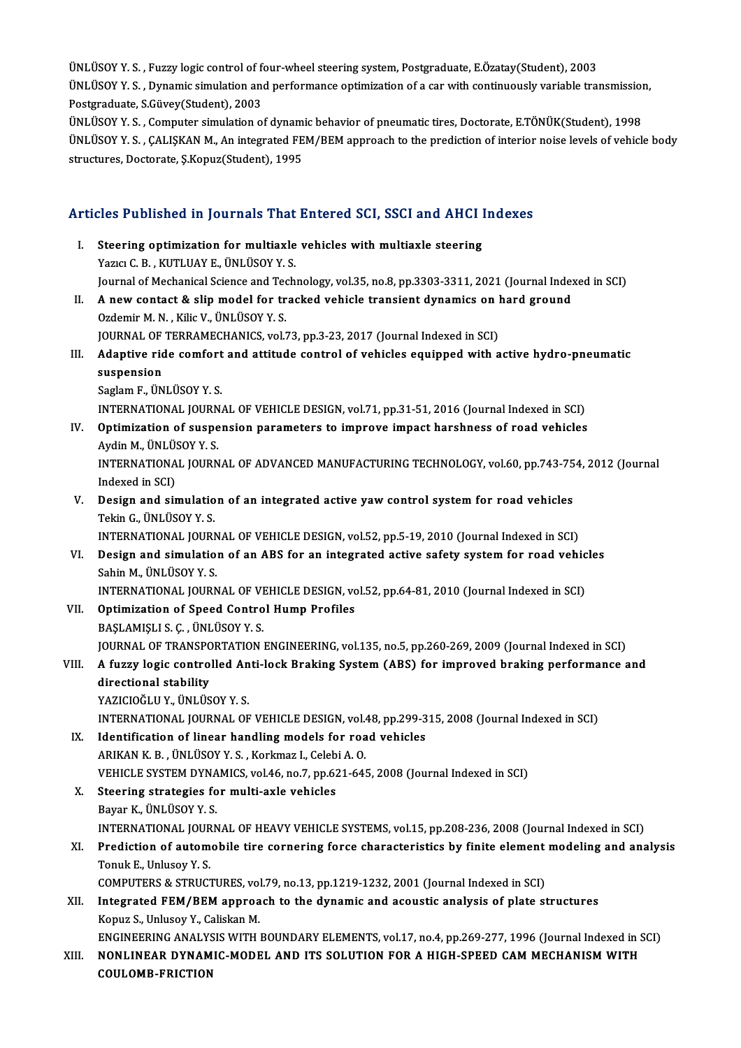ÜNLÜSOY Y. S. , Fuzzy logic control of four-wheel steering system, Postgraduate, E.Özatay(Student), 2003

ÜNLÜSOY Y. S. , Dynamic simulation and performance optimization of a car with continuously variable transmission, Postgraduate, S.Güvey(Student), 2003

ÜNLÜSOY Y. S. , Computer simulation of dynamic behavior of pneumatic tires, Doctorate, E.TÖNÜK(Student), 1998

ÜNLÜSOY Y. S. , ÇALIŞKAN M., An integrated FEM/BEM approach to the prediction of interior noise levels of vehicle body structures, Doctorate, Ş.Kopuz(Student), 1995

## Articles Published in Journals That Entered SCI, SSCI and AHCI Indexes

I. **Steering optimization for multiaxle vehicles with multiaxle steering**
Yazıcı C. B. , KUTLUAY E., ÜNLÜSOY Y. S.
Journal of Mechanical Science and Technology, vol.35, no.8, pp.3303-3311, 2021 (Journal Indexed in SCI)

II. **A new contact & slip model for tracked vehicle transient dynamics on hard ground**
Ozdemir M. N. , Kilic V., ÜNLÜSOY Y. S.
JOURNAL OF TERRAMECHANICS, vol.73, pp.3-23, 2017 (Journal Indexed in SCI)

III. **Adaptive ride comfort and attitude control of vehicles equipped with active hydro-pneumatic suspension**
Saglam F., ÜNLÜSOY Y. S.
INTERNATIONAL JOURNAL OF VEHICLE DESIGN, vol.71, pp.31-51, 2016 (Journal Indexed in SCI)

IV. **Optimization of suspension parameters to improve impact harshness of road vehicles**
Aydin M., ÜNLÜSOY Y. S.
INTERNATIONAL JOURNAL OF ADVANCED MANUFACTURING TECHNOLOGY, vol.60, pp.743-754, 2012 (Journal Indexed in SCI)

V. **Design and simulation of an integrated active yaw control system for road vehicles**
Tekin G., ÜNLÜSOY Y. S.
INTERNATIONAL JOURNAL OF VEHICLE DESIGN, vol.52, pp.5-19, 2010 (Journal Indexed in SCI)

VI. **Design and simulation of an ABS for an integrated active safety system for road vehicles**
Sahin M., ÜNLÜSOY Y. S.
INTERNATIONAL JOURNAL OF VEHICLE DESIGN, vol.52, pp.64-81, 2010 (Journal Indexed in SCI)

VII. **Optimization of Speed Control Hump Profiles**
BAŞLAMIŞLI S. Ç. , ÜNLÜSOY Y. S.
JOURNAL OF TRANSPORTATION ENGINEERING, vol.135, no.5, pp.260-269, 2009 (Journal Indexed in SCI)

VIII. **A fuzzy logic controlled Anti-lock Braking System (ABS) for improved braking performance and directional stability**
YAZICIOĞLU Y., ÜNLÜSOY Y. S.
INTERNATIONAL JOURNAL OF VEHICLE DESIGN, vol.48, pp.299-315, 2008 (Journal Indexed in SCI)

IX. **Identification of linear handling models for road vehicles**
ARIKAN K. B. , ÜNLÜSOY Y. S. , Korkmaz I., Celebi A. O.
VEHICLE SYSTEM DYNAMICS, vol.46, no.7, pp.621-645, 2008 (Journal Indexed in SCI)

X. **Steering strategies for multi-axle vehicles**
Bayar K., ÜNLÜSOY Y. S.
INTERNATIONAL JOURNAL OF HEAVY VEHICLE SYSTEMS, vol.15, pp.208-236, 2008 (Journal Indexed in SCI)

XI. **Prediction of automobile tire cornering force characteristics by finite element modeling and analysis**
Tonuk E., Unlusoy Y. S.
COMPUTERS & STRUCTURES, vol.79, no.13, pp.1219-1232, 2001 (Journal Indexed in SCI)

XII. **Integrated FEM/BEM approach to the dynamic and acoustic analysis of plate structures**
Kopuz S., Unlusoy Y., Caliskan M.
ENGINEERING ANALYSIS WITH BOUNDARY ELEMENTS, vol.17, no.4, pp.269-277, 1996 (Journal Indexed in SCI)

XIII. **NONLINEAR DYNAMIC-MODEL AND ITS SOLUTION FOR A HIGH-SPEED CAM MECHANISM WITH COULOMB-FRICTION**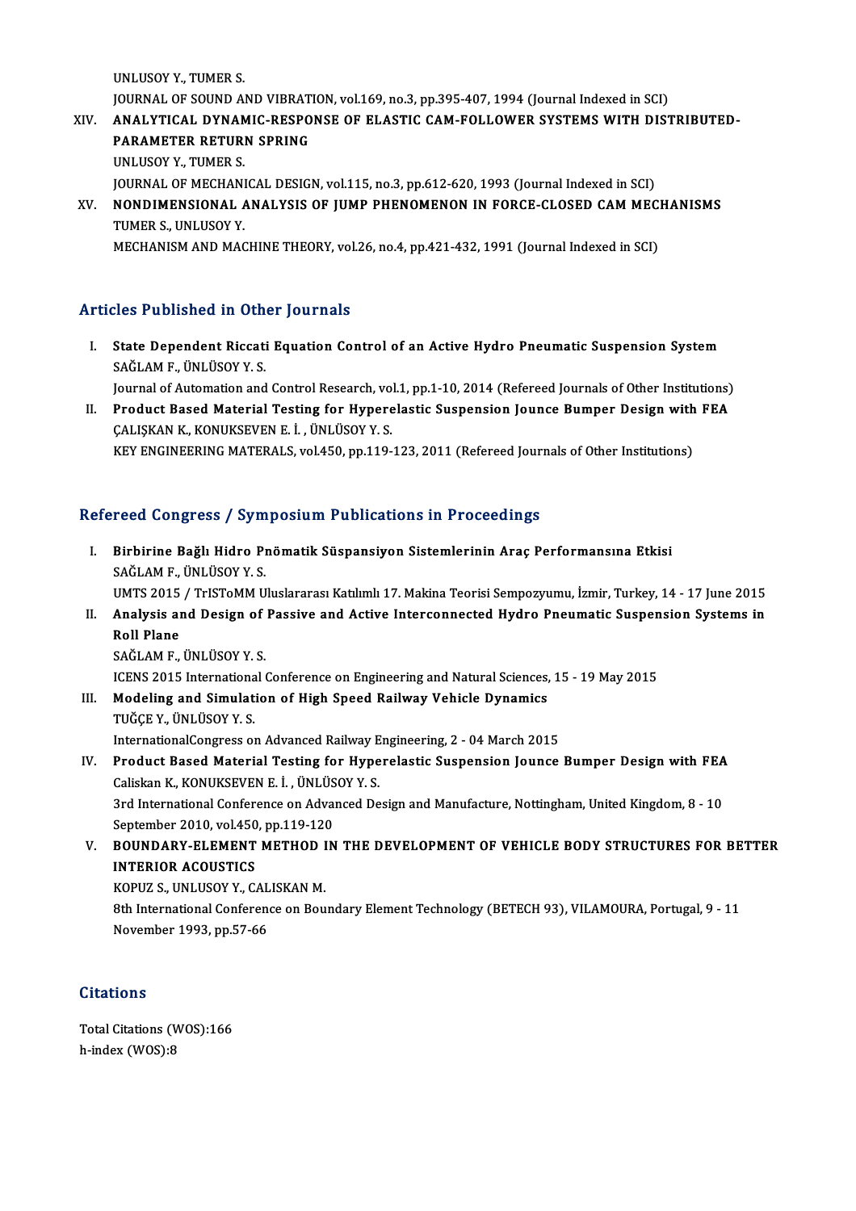UNLUSOY Y., TUMER S.
JOURNAL OF SOUND AND VIBRATION, vol.169, no.3, pp.395-407, 1994 (Journal Indexed in SCI)

XIV. **ANALYTICAL DYNAMIC-RESPONSE OF ELASTIC CAM-FOLLOWER SYSTEMS WITH DISTRIBUTED-PARAMETER RETURN SPRING**
UNLUSOY Y., TUMER S.
JOURNAL OF MECHANICAL DESIGN, vol.115, no.3, pp.612-620, 1993 (Journal Indexed in SCI)

XV. **NONDIMENSIONAL ANALYSIS OF JUMP PHENOMENON IN FORCE-CLOSED CAM MECHANISMS**
TUMER S., UNLUSOY Y.
MECHANISM AND MACHINE THEORY, vol.26, no.4, pp.421-432, 1991 (Journal Indexed in SCI)

## Articles Published in Other Journals

I. **State Dependent Riccati Equation Control of an Active Hydro Pneumatic Suspension System**
SAĞLAM F., ÜNLÜSOY Y. S.
Journal of Automation and Control Research, vol.1, pp.1-10, 2014 (Refereed Journals of Other Institutions)

II. **Product Based Material Testing for Hyperelastic Suspension Jounce Bumper Design with FEA**
ÇALIŞKAN K., KONUKSEVEN E. İ. , ÜNLÜSOY Y. S.
KEY ENGINEERING MATERALS, vol.450, pp.119-123, 2011 (Refereed Journals of Other Institutions)

## Refereed Congress / Symposium Publications in Proceedings

I. **Birbirine Bağlı Hidro Pnömatik Süspansiyon Sistemlerinin Araç Performansına Etkisi**
SAĞLAM F., ÜNLÜSOY Y. S.
UMTS 2015 / TrISToMM Uluslararası Katılımlı 17. Makina Teorisi Sempozyumu, İzmir, Turkey, 14 - 17 June 2015

II. **Analysis and Design of Passive and Active Interconnected Hydro Pneumatic Suspension Systems in Roll Plane**
SAĞLAM F., ÜNLÜSOY Y. S.
ICENS 2015 International Conference on Engineering and Natural Sciences, 15 - 19 May 2015

III. **Modeling and Simulation of High Speed Railway Vehicle Dynamics**
TUĞÇE Y., ÜNLÜSOY Y. S.
InternationalCongress on Advanced Railway Engineering, 2 - 04 March 2015

IV. **Product Based Material Testing for Hyperelastic Suspension Jounce Bumper Design with FEA**
Caliskan K., KONUKSEVEN E. İ. , ÜNLÜSOY Y. S.
3rd International Conference on Advanced Design and Manufacture, Nottingham, United Kingdom, 8 - 10 September 2010, vol.450, pp.119-120

V. **BOUNDARY-ELEMENT METHOD IN THE DEVELOPMENT OF VEHICLE BODY STRUCTURES FOR BETTER INTERIOR ACOUSTICS**
KOPUZ S., UNLUSOY Y., CALISKAN M.
8th International Conference on Boundary Element Technology (BETECH 93), VILAMOURA, Portugal, 9 - 11 November 1993, pp.57-66

## Citations

Total Citations (WOS):166
h-index (WOS):8